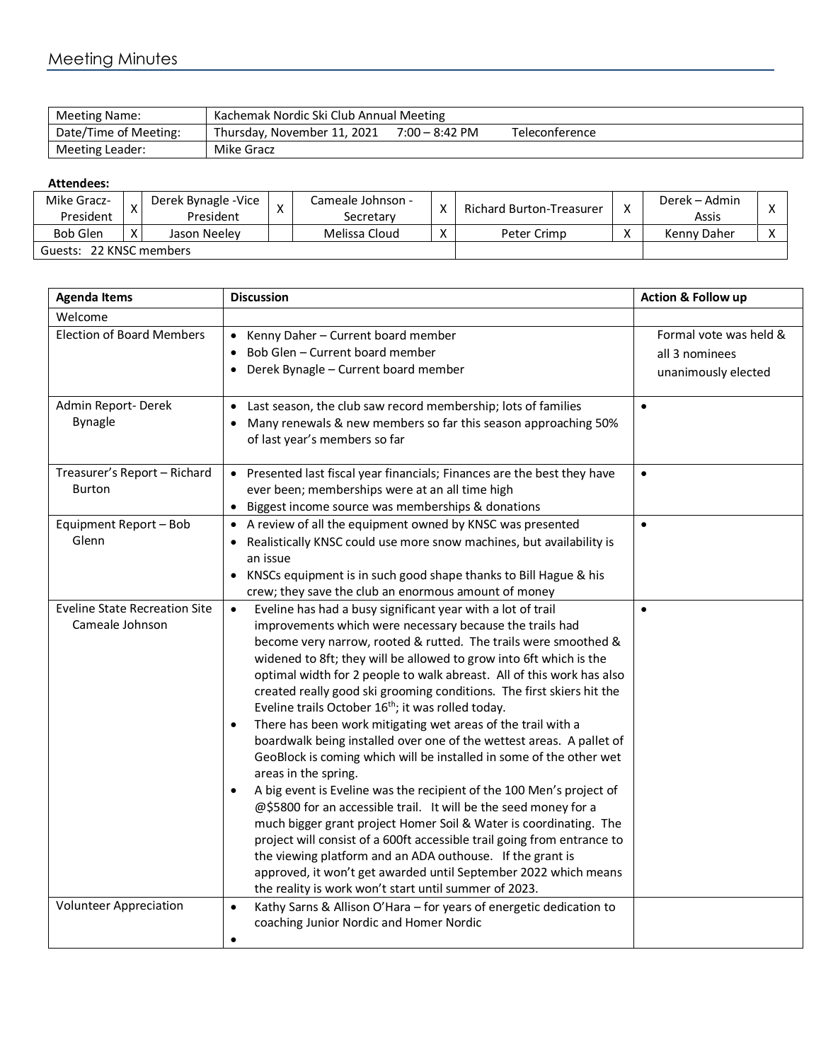## Meeting Minutes

| Meeting Name: | Kachemak Nordic Ski Club Annual Meeting |
|---|---|
| Date/Time of Meeting: | Thursday, November 11, 2021 7:00 – 8:42 PM Teleconference |
| Meeting Leader: | Mike Gracz |

**Attendees:**

| | | | | | | | | | |
|---|---|---|---|---|---|---|---|---|---|
| Mike Gracz-President | X | Derek Bynagle -Vice President | X | Cameale Johnson - Secretary | X | Richard Burton-Treasurer | X | Derek – Admin Assis | X |
| Bob Glen | X | Jason Neeley | | Melissa Cloud | X | Peter Crimp | X | Kenny Daher | X |
| Guests: 22 KNSC members | | | | | | | | | |

| Agenda Items | Discussion | Action & Follow up |
|---|---|---|
| Welcome | | |
| Election of Board Members | • Kenny Daher – Current board member<br>• Bob Glen – Current board member<br>• Derek Bynagle – Current board member | Formal vote was held & all 3 nominees unanimously elected |
| Admin Report- Derek Bynagle | • Last season, the club saw record membership; lots of families<br>• Many renewals & new members so far this season approaching 50% of last year's members so far | • |
| Treasurer's Report – Richard Burton | • Presented last fiscal year financials; Finances are the best they have ever been; memberships were at an all time high<br>• Biggest income source was memberships & donations | • |
| Equipment Report – Bob Glenn | • A review of all the equipment owned by KNSC was presented<br>• Realistically KNSC could use more snow machines, but availability is an issue<br>• KNSCs equipment is in such good shape thanks to Bill Hague & his crew; they save the club an enormous amount of money | • |
| Eveline State Recreation Site Cameale Johnson | • Eveline has had a busy significant year with a lot of trail improvements which were necessary because the trails had become very narrow, rooted & rutted. The trails were smoothed & widened to 8ft; they will be allowed to grow into 6ft which is the optimal width for 2 people to walk abreast. All of this work has also created really good ski grooming conditions. The first skiers hit the Eveline trails October 16th; it was rolled today.<br>• There has been work mitigating wet areas of the trail with a boardwalk being installed over one of the wettest areas. A pallet of GeoBlock is coming which will be installed in some of the other wet areas in the spring.<br>• A big event is Eveline was the recipient of the 100 Men's project of @$5800 for an accessible trail. It will be the seed money for a much bigger grant project Homer Soil & Water is coordinating. The project will consist of a 600ft accessible trail going from entrance to the viewing platform and an ADA outhouse. If the grant is approved, it won't get awarded until September 2022 which means the reality is work won't start until summer of 2023. | • |
| Volunteer Appreciation | • Kathy Sarns & Allison O'Hara – for years of energetic dedication to coaching Junior Nordic and Homer Nordic<br>• | |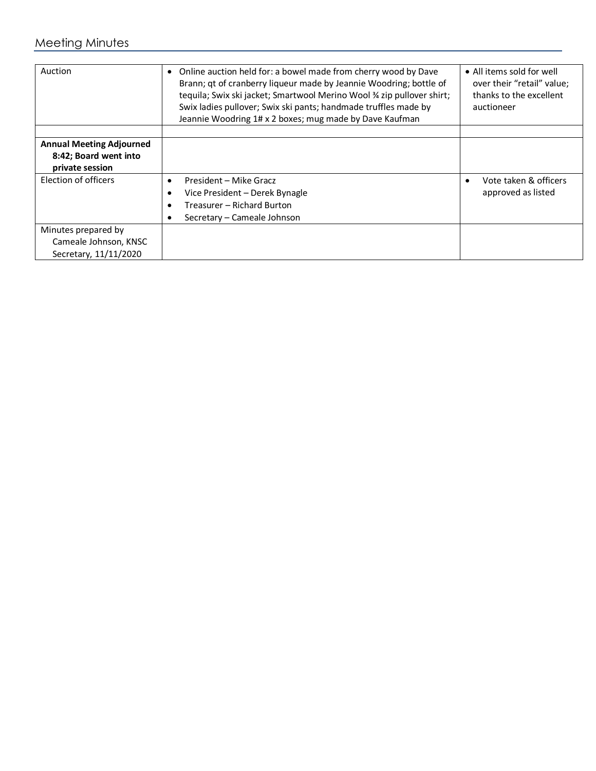## Meeting Minutes

| | | |
|---|---|---|
| Auction | • Online auction held for: a bowel made from cherry wood by Dave Brann; qt of cranberry liqueur made by Jeannie Woodring; bottle of tequila; Swix ski jacket; Smartwool Merino Wool ¾ zip pullover shirt; Swix ladies pullover; Swix ski pants; handmade truffles made by Jeannie Woodring 1# x 2 boxes; mug made by Dave Kaufman | • All items sold for well over their "retail" value; thanks to the excellent auctioneer |
| | | |
| **Annual Meeting Adjourned 8:42; Board went into private session** | | |
| Election of officers | • President – Mike Gracz<br>• Vice President – Derek Bynagle<br>• Treasurer – Richard Burton<br>• Secretary – Cameale Johnson | • Vote taken & officers approved as listed |
| Minutes prepared by Cameale Johnson, KNSC Secretary, 11/11/2020 | | |